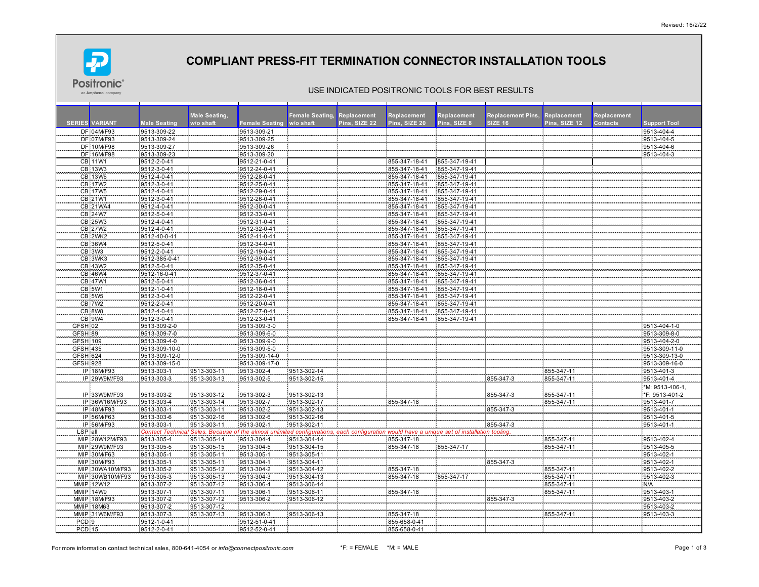Revised: 16/2/22

# COMPLIANT PRESS-FIT TERMINATION CONNECTOR INSTALLATION TOOLS

USE INDICATED POSITRONIC TOOLS FOR BEST RESULTS

| SERIES | VARIANT | Male Seating | Male Seating, w/o shaft | Female Seating | Female Seating, w/o shaft | Replacement Pins, SIZE 22 | Replacement Pins, SIZE 20 | Replacement Pins, SIZE 8 | Replacement Pins, SIZE 16 | Replacement Pins, SIZE 12 | Replacement Contacts | Support Tool |
|---|---|---|---|---|---|---|---|---|---|---|---|---|
| DF | 04M/F93 | 9513-309-22 | | 9513-309-21 | | | | | | | | 9513-404-4 |
| DF | 07M/F93 | 9513-309-24 | | 9513-309-25 | | | | | | | | 9513-404-5 |
| DF | 10M/F98 | 9513-309-27 | | 9513-309-26 | | | | | | | | 9513-404-6 |
| DF | 16M/F98 | 9513-309-23 | | 9513-309-20 | | | | | | | | 9513-404-3 |
| CB | 11W1 | 9512-2-0-41 | | 9512-21-0-41 | | | 855-347-18-41 | 855-347-19-41 | | | | |
| CB | 13W3 | 9512-3-0-41 | | 9512-24-0-41 | | | 855-347-18-41 | 855-347-19-41 | | | | |
| CB | 13W6 | 9512-4-0-41 | | 9512-28-0-41 | | | 855-347-18-41 | 855-347-19-41 | | | | |
| CB | 17W2 | 9512-3-0-41 | | 9512-25-0-41 | | | 855-347-18-41 | 855-347-19-41 | | | | |
| CB | 17W5 | 9512-4-0-41 | | 9512-29-0-41 | | | 855-347-18-41 | 855-347-19-41 | | | | |
| CB | 21W1 | 9512-3-0-41 | | 9512-26-0-41 | | | 855-347-18-41 | 855-347-19-41 | | | | |
| CB | 21WA4 | 9512-4-0-41 | | 9512-30-0-41 | | | 855-347-18-41 | 855-347-19-41 | | | | |
| CB | 24W7 | 9512-5-0-41 | | 9512-33-0-41 | | | 855-347-18-41 | 855-347-19-41 | | | | |
| CB | 25W3 | 9512-4-0-41 | | 9512-31-0-41 | | | 855-347-18-41 | 855-347-19-41 | | | | |
| CB | 27W2 | 9512-4-0-41 | | 9512-32-0-41 | | | 855-347-18-41 | 855-347-19-41 | | | | |
| CB | 2WK2 | 9512-40-0-41 | | 9512-41-0-41 | | | 855-347-18-41 | 855-347-19-41 | | | | |
| CB | 36W4 | 9512-5-0-41 | | 9512-34-0-41 | | | 855-347-18-41 | 855-347-19-41 | | | | |
| CB | 3W3 | 9512-2-0-41 | | 9512-19-0-41 | | | 855-347-18-41 | 855-347-19-41 | | | | |
| CB | 3WK3 | 9512-385-0-41 | | 9512-39-0-41 | | | 855-347-18-41 | 855-347-19-41 | | | | |
| CB | 43W2 | 9512-5-0-41 | | 9512-35-0-41 | | | 855-347-18-41 | 855-347-19-41 | | | | |
| CB | 46W4 | 9512-16-0-41 | | 9512-37-0-41 | | | 855-347-18-41 | 855-347-19-41 | | | | |
| CB | 47W1 | 9512-5-0-41 | | 9512-36-0-41 | | | 855-347-18-41 | 855-347-19-41 | | | | |
| CB | 5W1 | 9512-1-0-41 | | 9512-18-0-41 | | | 855-347-18-41 | 855-347-19-41 | | | | |
| CB | 5W5 | 9512-3-0-41 | | 9512-22-0-41 | | | 855-347-18-41 | 855-347-19-41 | | | | |
| CB | 7W2 | 9512-2-0-41 | | 9512-20-0-41 | | | 855-347-18-41 | 855-347-19-41 | | | | |
| CB | 8W8 | 9512-4-0-41 | | 9512-27-0-41 | | | 855-347-18-41 | 855-347-19-41 | | | | |
| CB | 9W4 | 9512-3-0-41 | | 9512-23-0-41 | | | 855-347-18-41 | 855-347-19-41 | | | | |
| GFSH | 02 | 9513-309-2-0 | | 9513-309-3-0 | | | | | | | | 9513-404-1-0 |
| GFSH | 89 | 9513-309-7-0 | | 9513-309-6-0 | | | | | | | | 9513-309-8-0 |
| GFSH | 109 | 9513-309-4-0 | | 9513-309-9-0 | | | | | | | | 9513-404-2-0 |
| GFSH | 435 | 9513-309-10-0 | | 9513-309-5-0 | | | | | | | | 9513-309-11-0 |
| GFSH | 624 | 9513-309-12-0 | | 9513-309-14-0 | | | | | | | | 9513-309-13-0 |
| GFSH | 928 | 9513-309-15-0 | | 9513-309-17-0 | | | | | | | | 9513-309-16-0 |
| IP | 18M/F93 | 9513-303-1 | 9513-303-11 | 9513-302-4 | 9513-302-14 | | | | | 855-347-11 | | 9513-401-3 |
| IP | 29W9M/F93 | 9513-303-3 | 9513-303-13 | 9513-302-5 | 9513-302-15 | | | | 855-347-3 | 855-347-11 | | 9513-401-4 |
| IP | 33W9M/F93 | 9513-303-2 | 9513-303-12 | 9513-302-3 | 9513-302-13 | | | | 855-347-3 | 855-347-11 | | *M: 9513-406-1, *F: 9513-401-2 |
| IP | 36W16M/F93 | 9513-303-4 | 9513-303-14 | 9513-302-7 | 9513-302-17 | | 855-347-18 | | | 855-347-11 | | 9513-401-7 |
| IP | 48M/F93 | 9513-303-1 | 9513-303-11 | 9513-302-2 | 9513-302-13 | | | | 855-347-3 | | | 9513-401-1 |
| IP | 56M/F63 | 9513-303-6 | 9513-302-16 | 9513-302-6 | 9513-302-16 | | | | | | | 9513-401-5 |
| IP | 56M/F93 | 9513-303-1 | 9513-303-11 | 9513-302-1 | 9513-302-11 | | | | 855-347-3 | | | 9513-401-1 |
| LSP | all | *Contact Technical Sales. Because of the almost unlimited configurations, each configuration would have a unique set of installation tooling.* | | | | | | | | | | |
| MIP | 28W12M/F93 | 9513-305-4 | 9513-305-14 | 9513-304-4 | 9513-304-14 | | 855-347-18 | | | 855-347-11 | | 9513-402-4 |
| MIP | 29W9M/F93 | 9513-305-5 | 9513-305-15 | 9513-304-5 | 9513-304-15 | | 855-347-18 | 855-347-17 | | 855-347-11 | | 9513-405-5 |
| MIP | 30M/F63 | 9513-305-1 | 9513-305-11 | 9513-305-1 | 9513-305-11 | | | | | | | 9513-402-1 |
| MIP | 30M/F93 | 9513-305-1 | 9513-305-11 | 9513-304-1 | 9513-304-11 | | | | 855-347-3 | | | 9513-402-1 |
| MIP | 30WA10M/F93 | 9513-305-2 | 9513-305-12 | 9513-304-2 | 9513-304-12 | | 855-347-18 | | | 855-347-11 | | 9513-402-2 |
| MIP | 30WB10M/F93 | 9513-305-3 | 9513-305-13 | 9513-304-3 | 9513-304-13 | | 855-347-18 | 855-347-17 | | 855-347-11 | | 9513-402-3 |
| MMIP | 12W12 | 9513-307-2 | 9513-307-12 | 9513-306-4 | 9513-306-14 | | | | | 855-347-11 | | N/A |
| MMIP | 14W9 | 9513-307-1 | 9513-307-11 | 9513-306-1 | 9513-306-11 | | 855-347-18 | | | 855-347-11 | | 9513-403-1 |
| MMIP | 18M/F93 | 9513-307-2 | 9513-307-12 | 9513-306-2 | 9513-306-12 | | | | 855-347-3 | | | 9513-403-2 |
| MMIP | 18M63 | 9513-307-2 | 9513-307-12 | | | | | | | | | 9513-403-2 |
| MMIP | 31W6M/F93 | 9513-307-3 | 9513-307-13 | 9513-306-3 | 9513-306-13 | | 855-347-18 | | | 855-347-11 | | 9513-403-3 |
| PCD | 9 | 9512-1-0-41 | | 9512-51-0-41 | | | 855-658-0-41 | | | | | |
| PCD | 15 | 9512-2-0-41 | | 9512-52-0-41 | | | 855-658-0-41 | | | | | |

For more information contact technical sales, 800-641-4054 or *info@connectpositronic.com*

*F: = FEMALE *M: = MALE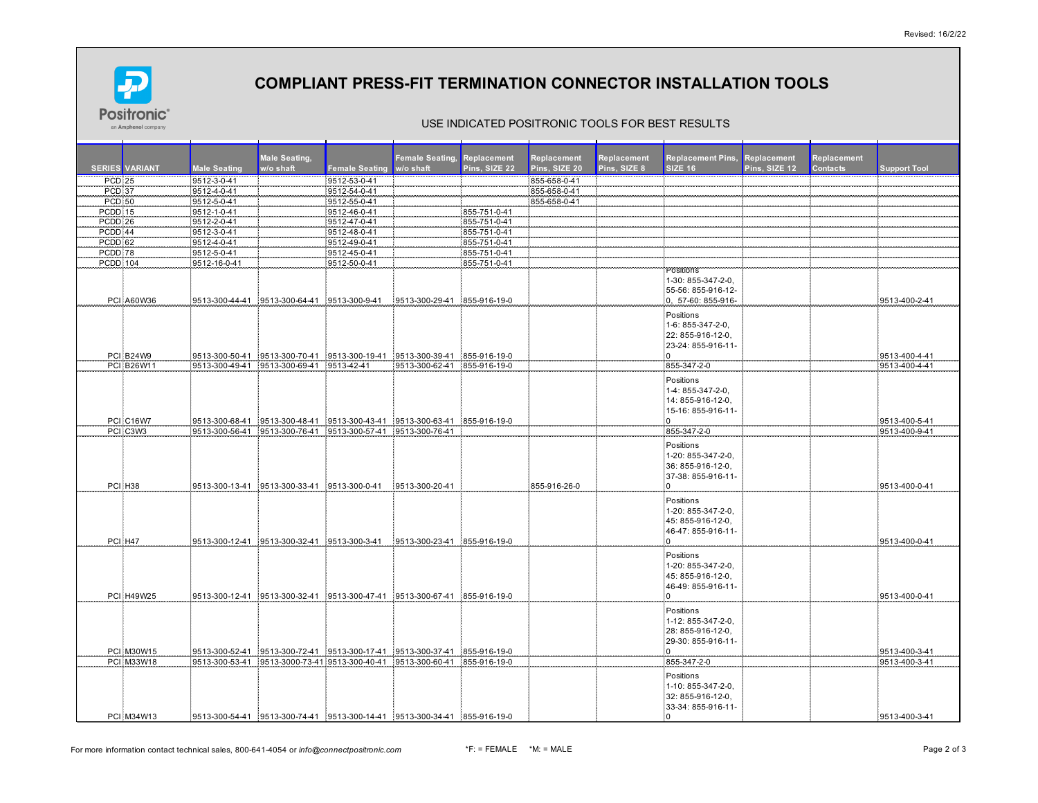Revised: 16/2/22

# COMPLIANT PRESS-FIT TERMINATION CONNECTOR INSTALLATION TOOLS

USE INDICATED POSITRONIC TOOLS FOR BEST RESULTS

| SERIES | VARIANT | Male Seating | Male Seating, w/o shaft | Female Seating | Female Seating, w/o shaft | Replacement Pins, SIZE 22 | Replacement Pins, SIZE 20 | Replacement Pins, SIZE 8 | Replacement Pins, SIZE 16 | Replacement Pins, SIZE 12 | Replacement Contacts | Support Tool |
|---|---|---|---|---|---|---|---|---|---|---|---|---|
| PCD | 25 | 9512-3-0-41 | | 9512-53-0-41 | | | 855-658-0-41 | | | | | |
| PCD | 37 | 9512-4-0-41 | | 9512-54-0-41 | | | 855-658-0-41 | | | | | |
| PCD | 50 | 9512-5-0-41 | | 9512-55-0-41 | | | 855-658-0-41 | | | | | |
| PCDD | 15 | 9512-1-0-41 | | 9512-46-0-41 | | 855-751-0-41 | | | | | | |
| PCDD | 26 | 9512-2-0-41 | | 9512-47-0-41 | | 855-751-0-41 | | | | | | |
| PCDD | 44 | 9512-3-0-41 | | 9512-48-0-41 | | 855-751-0-41 | | | | | | |
| PCDD | 62 | 9512-4-0-41 | | 9512-49-0-41 | | 855-751-0-41 | | | | | | |
| PCDD | 78 | 9512-5-0-41 | | 9512-45-0-41 | | 855-751-0-41 | | | | | | |
| PCDD | 104 | 9512-16-0-41 | | 9512-50-0-41 | | 855-751-0-41 | | | | | | |
| PCI | A60W36 | 9513-300-44-41 | 9513-300-64-41 | 9513-300-9-41 | 9513-300-29-41 | 855-916-19-0 | | | Positions 1-30: 855-347-2-0, 55-56: 855-916-12-0, 57-60: 855-916- | | | 9513-400-2-41 |
| PCI | B24W9 | 9513-300-50-41 | 9513-300-70-41 | 9513-300-19-41 | 9513-300-39-41 | 855-916-19-0 | | | Positions 1-6: 855-347-2-0, 22: 855-916-12-0, 23-24: 855-916-11-0 | | | 9513-400-4-41 |
| PCI | B26W11 | 9513-300-49-41 | 9513-300-69-41 | 9513-42-41 | 9513-300-62-41 | 855-916-19-0 | | | 855-347-2-0 | | | 9513-400-4-41 |
| PCI | C16W7 | 9513-300-68-41 | 9513-300-48-41 | 9513-300-43-41 | 9513-300-63-41 | 855-916-19-0 | | | Positions 1-4: 855-347-2-0, 14: 855-916-12-0, 15-16: 855-916-11-0 | | | 9513-400-5-41 |
| PCI | C3W3 | 9513-300-56-41 | 9513-300-76-41 | 9513-300-57-41 | 9513-300-76-41 | | | | 855-347-2-0 | | | 9513-400-9-41 |
| PCI | H38 | 9513-300-13-41 | 9513-300-33-41 | 9513-300-0-41 | 9513-300-20-41 | | 855-916-26-0 | | Positions 1-20: 855-347-2-0, 36: 855-916-12-0, 37-38: 855-916-11-0 | | | 9513-400-0-41 |
| PCI | H47 | 9513-300-12-41 | 9513-300-32-41 | 9513-300-3-41 | 9513-300-23-41 | 855-916-19-0 | | | Positions 1-20: 855-347-2-0, 45: 855-916-12-0, 46-47: 855-916-11-0 | | | 9513-400-0-41 |
| PCI | H49W25 | 9513-300-12-41 | 9513-300-32-41 | 9513-300-47-41 | 9513-300-67-41 | 855-916-19-0 | | | Positions 1-20: 855-347-2-0, 45: 855-916-12-0, 46-49: 855-916-11-0 | | | 9513-400-0-41 |
| PCI | M30W15 | 9513-300-52-41 | 9513-300-72-41 | 9513-300-17-41 | 9513-300-37-41 | 855-916-19-0 | | | Positions 1-12: 855-347-2-0, 28: 855-916-12-0, 29-30: 855-916-11-0 | | | 9513-400-3-41 |
| PCI | M33W18 | 9513-300-53-41 | 9513-3000-73-41 | 9513-300-40-41 | 9513-300-60-41 | 855-916-19-0 | | | 855-347-2-0 | | | 9513-400-3-41 |
| PCI | M34W13 | 9513-300-54-41 | 9513-300-74-41 | 9513-300-14-41 | 9513-300-34-41 | 855-916-19-0 | | | Positions 1-10: 855-347-2-0, 32: 855-916-12-0, 33-34: 855-916-11-0 | | | 9513-400-3-41 |

For more information contact technical sales, 800-641-4054 or *info@connectpositronic.com*

*F: = FEMALE *M: = MALE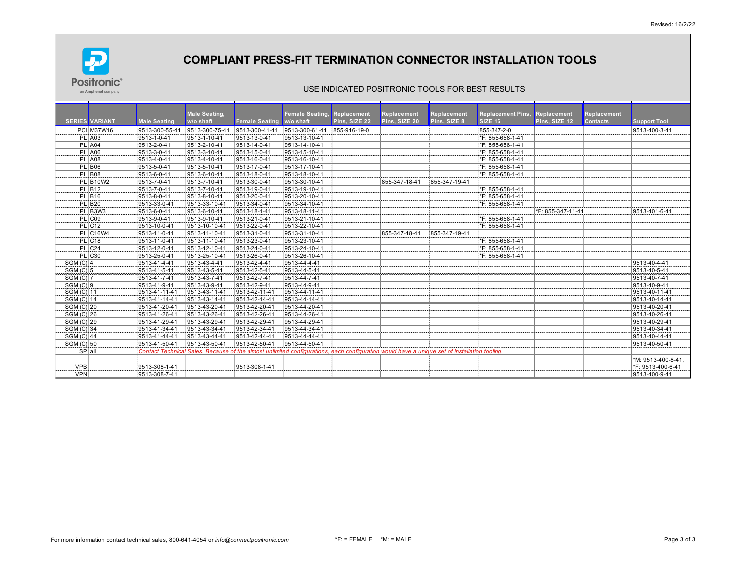Revised: 16/2/22

# COMPLIANT PRESS-FIT TERMINATION CONNECTOR INSTALLATION TOOLS

USE INDICATED POSITRONIC TOOLS FOR BEST RESULTS

| SERIES | VARIANT | Male Seating | Male Seating, w/o shaft | Female Seating | Female Seating, w/o shaft | Replacement Pins, SIZE 22 | Replacement Pins, SIZE 20 | Replacement Pins, SIZE 8 | Replacement Pins, SIZE 16 | Replacement Pins, SIZE 12 | Replacement Contacts | Support Tool |
|---|---|---|---|---|---|---|---|---|---|---|---|---|
| PCI | M37W16 | 9513-300-55-41 | 9513-300-75-41 | 9513-300-41-41 | 9513-300-61-41 | 855-916-19-0 | | | 855-347-2-0 | | | 9513-400-3-41 |
| PL | A03 | 9513-1-0-41 | 9513-1-10-41 | 9513-13-0-41 | 9513-13-10-41 | | | | *F: 855-658-1-41 | | | |
| PL | A04 | 9513-2-0-41 | 9513-2-10-41 | 9513-14-0-41 | 9513-14-10-41 | | | | *F: 855-658-1-41 | | | |
| PL | A06 | 9513-3-0-41 | 9513-3-10-41 | 9513-15-0-41 | 9513-15-10-41 | | | | *F: 855-658-1-41 | | | |
| PL | A08 | 9513-4-0-41 | 9513-4-10-41 | 9513-16-0-41 | 9513-16-10-41 | | | | *F: 855-658-1-41 | | | |
| PL | B06 | 9513-5-0-41 | 9513-5-10-41 | 9513-17-0-41 | 9513-17-10-41 | | | | *F: 855-658-1-41 | | | |
| PL | B08 | 9513-6-0-41 | 9513-6-10-41 | 9513-18-0-41 | 9513-18-10-41 | | | | *F: 855-658-1-41 | | | |
| PL | B10W2 | 9513-7-0-41 | 9513-7-10-41 | 9513-30-0-41 | 9513-30-10-41 | | 855-347-18-41 | 855-347-19-41 | | | | |
| PL | B12 | 9513-7-0-41 | 9513-7-10-41 | 9513-19-0-41 | 9513-19-10-41 | | | | *F: 855-658-1-41 | | | |
| PL | B16 | 9513-8-0-41 | 9513-8-10-41 | 9513-20-0-41 | 9513-20-10-41 | | | | *F: 855-658-1-41 | | | |
| PL | B20 | 9513-33-0-41 | 9513-33-10-41 | 9513-34-0-41 | 9513-34-10-41 | | | | *F: 855-658-1-41 | | | |
| PL | B3W3 | 9513-6-0-41 | 9513-6-10-41 | 9513-18-1-41 | 9513-18-11-41 | | | | | *F: 855-347-11-41 | | 9513-401-6-41 |
| PL | C09 | 9513-9-0-41 | 9513-9-10-41 | 9513-21-0-41 | 9513-21-10-41 | | | | *F: 855-658-1-41 | | | |
| PL | C12 | 9513-10-0-41 | 9513-10-10-41 | 9513-22-0-41 | 9513-22-10-41 | | | | *F: 855-658-1-41 | | | |
| PL | C16W4 | 9513-11-0-41 | 9513-11-10-41 | 9513-31-0-41 | 9513-31-10-41 | | 855-347-18-41 | 855-347-19-41 | | | | |
| PL | C18 | 9513-11-0-41 | 9513-11-10-41 | 9513-23-0-41 | 9513-23-10-41 | | | | *F: 855-658-1-41 | | | |
| PL | C24 | 9513-12-0-41 | 9513-12-10-41 | 9513-24-0-41 | 9513-24-10-41 | | | | *F: 855-658-1-41 | | | |
| PL | C30 | 9513-25-0-41 | 9513-25-10-41 | 9513-26-0-41 | 9513-26-10-41 | | | | *F: 855-658-1-41 | | | |
| SGM (C) | 4 | 9513-41-4-41 | 9513-43-4-41 | 9513-42-4-41 | 9513-44-4-41 | | | | | | | 9513-40-4-41 |
| SGM (C) | 5 | 9513-41-5-41 | 9513-43-5-41 | 9513-42-5-41 | 9513-44-5-41 | | | | | | | 9513-40-5-41 |
| SGM (C) | 7 | 9513-41-7-41 | 9513-43-7-41 | 9513-42-7-41 | 9513-44-7-41 | | | | | | | 9513-40-7-41 |
| SGM (C) | 9 | 9513-41-9-41 | 9513-43-9-41 | 9513-42-9-41 | 9513-44-9-41 | | | | | | | 9513-40-9-41 |
| SGM (C) | 11 | 9513-41-11-41 | 9513-43-11-41 | 9513-42-11-41 | 9513-44-11-41 | | | | | | | 9513-40-11-41 |
| SGM (C) | 14 | 9513-41-14-41 | 9513-43-14-41 | 9513-42-14-41 | 9513-44-14-41 | | | | | | | 9513-40-14-41 |
| SGM (C) | 20 | 9513-41-20-41 | 9513-43-20-41 | 9513-42-20-41 | 9513-44-20-41 | | | | | | | 9513-40-20-41 |
| SGM (C) | 26 | 9513-41-26-41 | 9513-43-26-41 | 9513-42-26-41 | 9513-44-26-41 | | | | | | | 9513-40-26-41 |
| SGM (C) | 29 | 9513-41-29-41 | 9513-43-29-41 | 9513-42-29-41 | 9513-44-29-41 | | | | | | | 9513-40-29-41 |
| SGM (C) | 34 | 9513-41-34-41 | 9513-43-34-41 | 9513-42-34-41 | 9513-44-34-41 | | | | | | | 9513-40-34-41 |
| SGM (C) | 44 | 9513-41-44-41 | 9513-43-44-41 | 9513-42-44-41 | 9513-44-44-41 | | | | | | | 9513-40-44-41 |
| SGM (C) | 50 | 9513-41-50-41 | 9513-43-50-41 | 9513-42-50-41 | 9513-44-50-41 | | | | | | | 9513-40-50-41 |
| SP | all | *Contact Technical Sales. Because of the almost unlimited configurations, each configuration would have a unique set of installation tooling.* | | | | | | | | | | |
| VPB | | 9513-308-1-41 | | 9513-308-1-41 | | | | | | | | *M: 9513-400-8-41, *F: 9513-400-6-41 |
| VPN | | 9513-308-7-41 | | | | | | | | | | 9513-400-9-41 |

For more information contact technical sales, 800-641-4054 or *info@connectpositronic.com*

*F: = FEMALE *M: = MALE